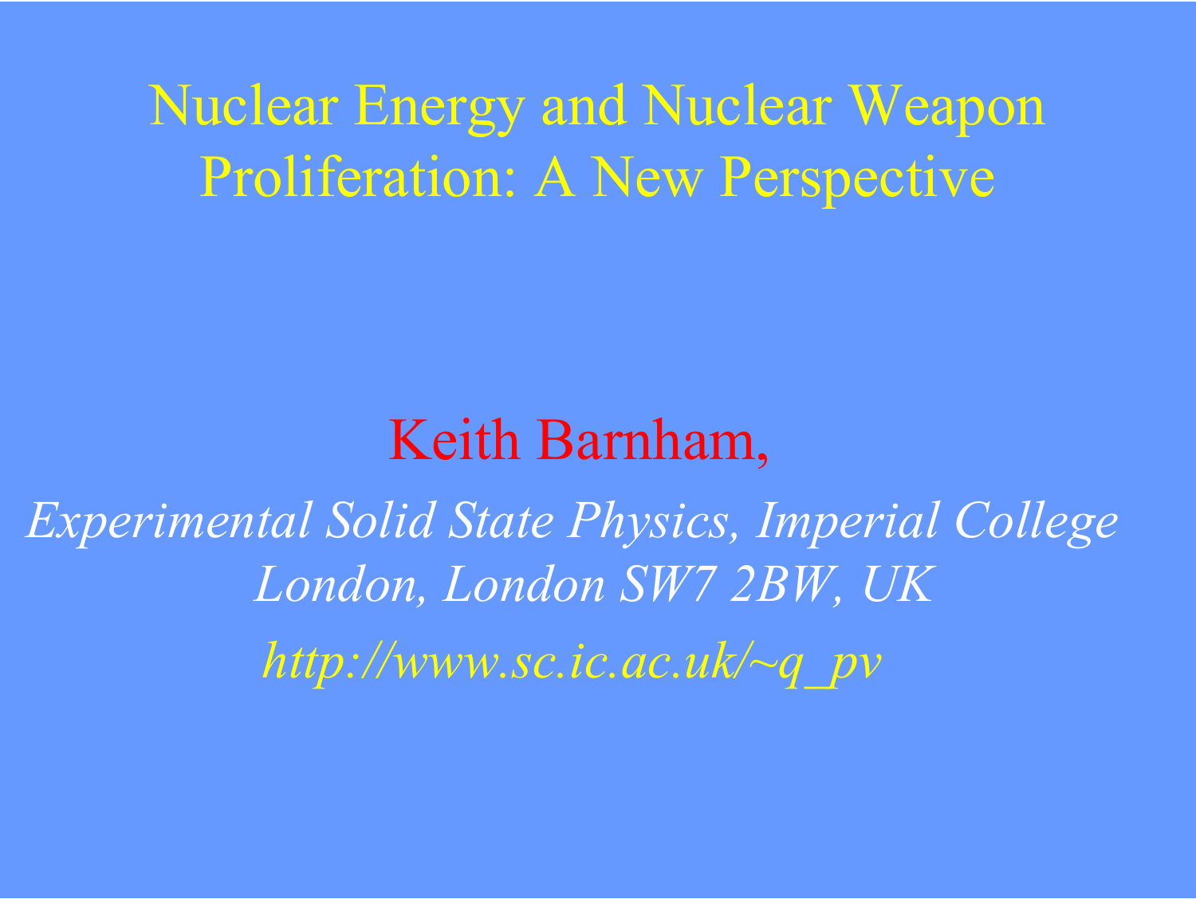# Nuclear Energy and Nuclear Weapon Proliferation: A New Perspective

Keith Barnham,

*Experimental Solid State Physics, Imperial College London, London SW7 2BW, UK*

*http://www.sc.ic.ac.uk/~q_pv*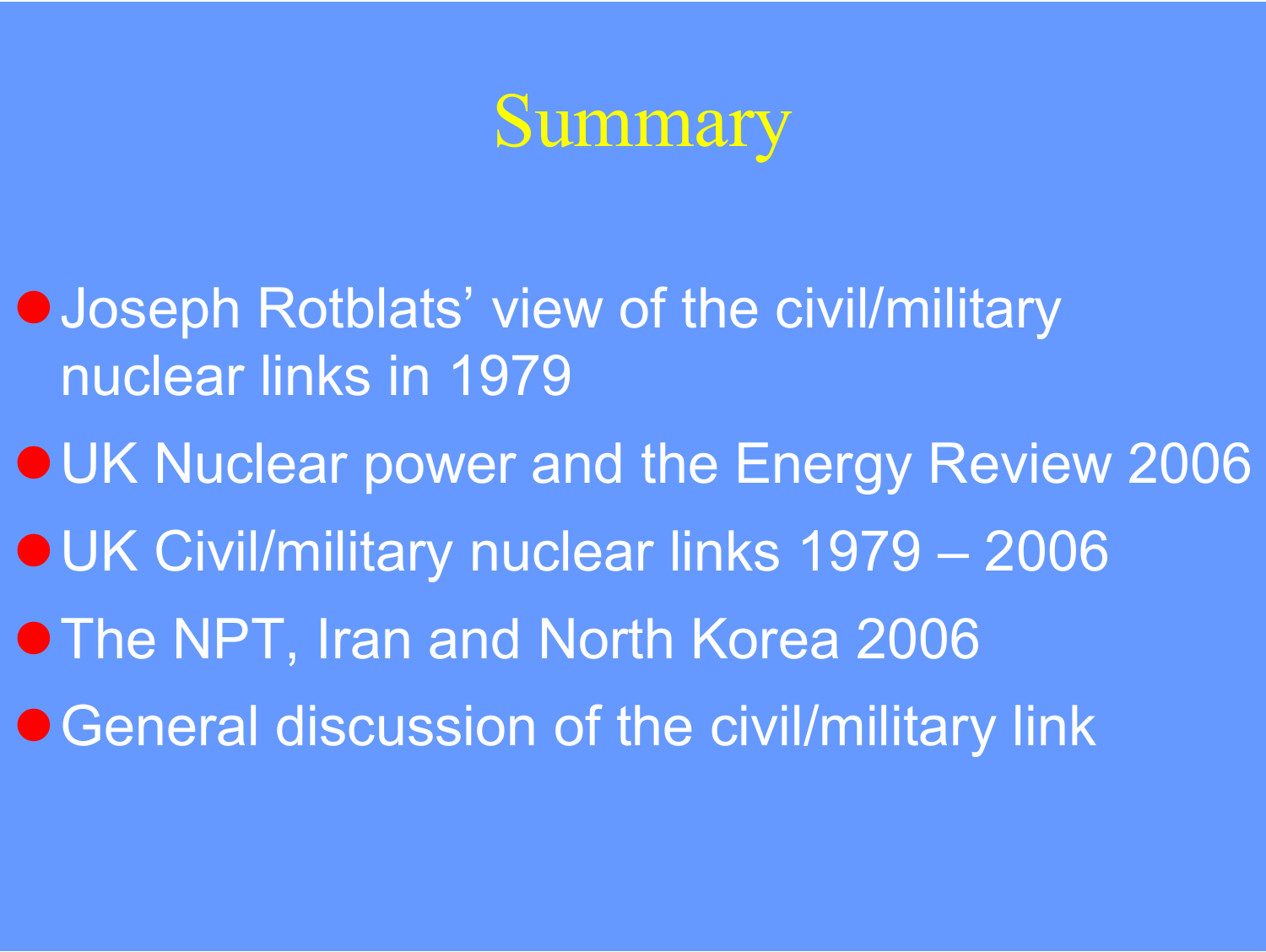# Summary

- Joseph Rotblats' view of the civil/military nuclear links in 1979
- UK Nuclear power and the Energy Review 2006
- UK Civil/military nuclear links 1979 – 2006
- The NPT, Iran and North Korea 2006
- General discussion of the civil/military link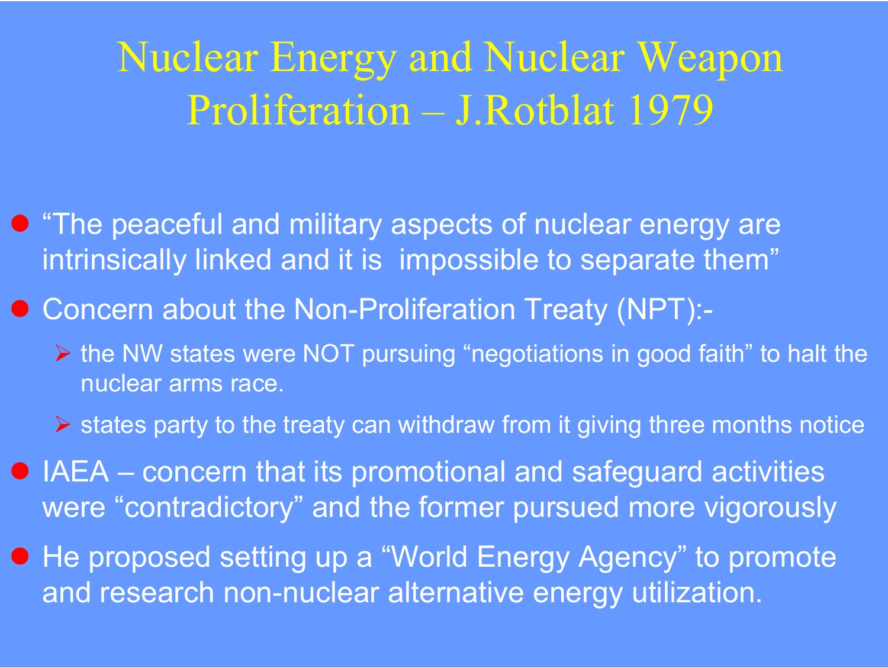# Nuclear Energy and Nuclear Weapon Proliferation – J.Rotblat 1979

- "The peaceful and military aspects of nuclear energy are intrinsically linked and it is impossible to separate them"
- Concern about the Non-Proliferation Treaty (NPT):-
  - the NW states were NOT pursuing "negotiations in good faith" to halt the nuclear arms race.
  - states party to the treaty can withdraw from it giving three months notice
- IAEA – concern that its promotional and safeguard activities were "contradictory" and the former pursued more vigorously
- He proposed setting up a "World Energy Agency" to promote and research non-nuclear alternative energy utilization.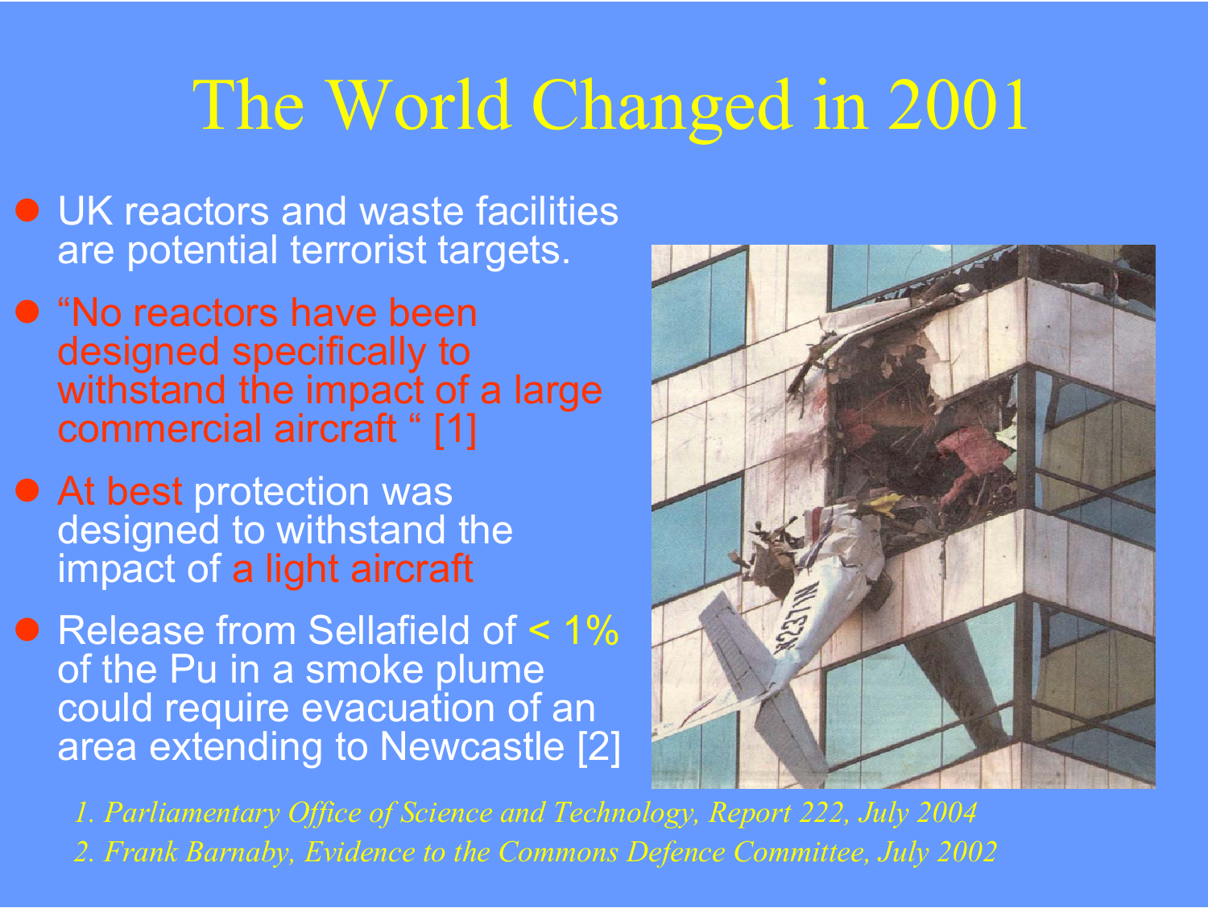# The World Changed in 2001

- UK reactors and waste facilities are potential terrorist targets.
- "No reactors have been designed specifically to withstand the impact of a large commercial aircraft " [1]
- At best protection was designed to withstand the impact of a light aircraft
- Release from Sellafield of < 1% of the Pu in a smoke plume could require evacuation of an area extending to Newcastle [2]

*1. Parliamentary Office of Science and Technology, Report 222, July 2004*

*2. Frank Barnaby, Evidence to the Commons Defence Committee, July 2002*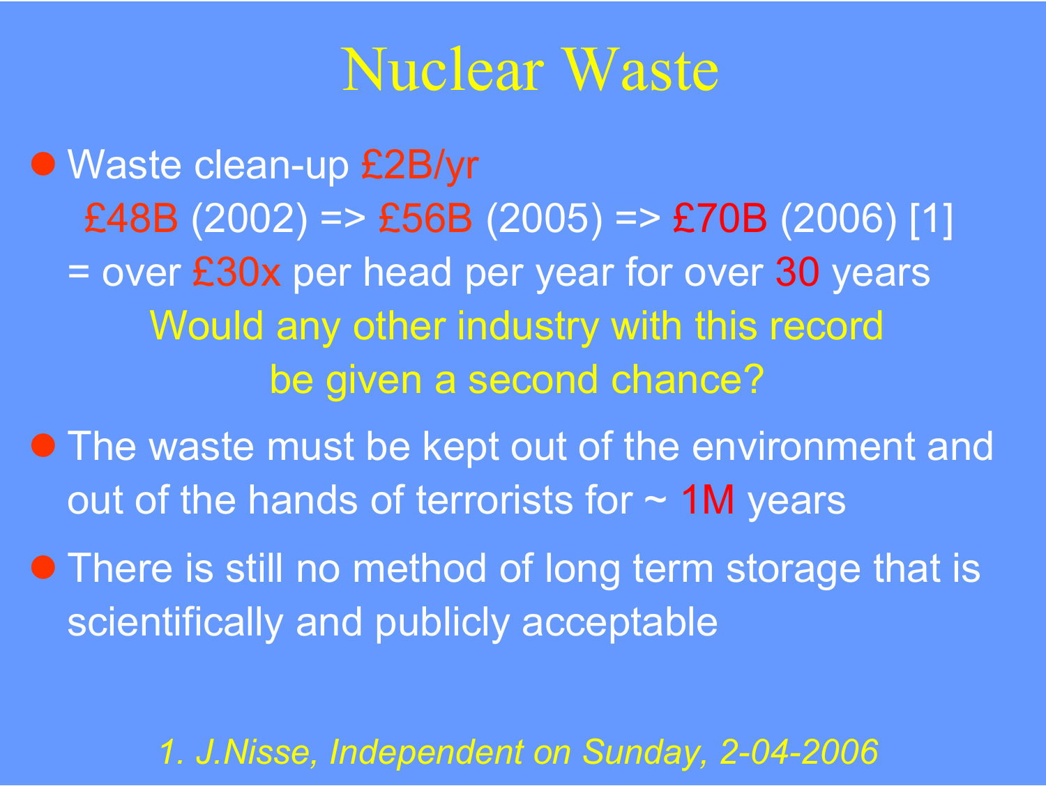# Nuclear Waste

- Waste clean-up £2B/yr

  £48B (2002) => £56B (2005) => £70B (2006) [1]

  = over £30x per head per year for over 30 years

  Would any other industry with this record be given a second chance?

- The waste must be kept out of the environment and out of the hands of terrorists for ~ 1M years
- There is still no method of long term storage that is scientifically and publicly acceptable

*1. J.Nisse, Independent on Sunday, 2-04-2006*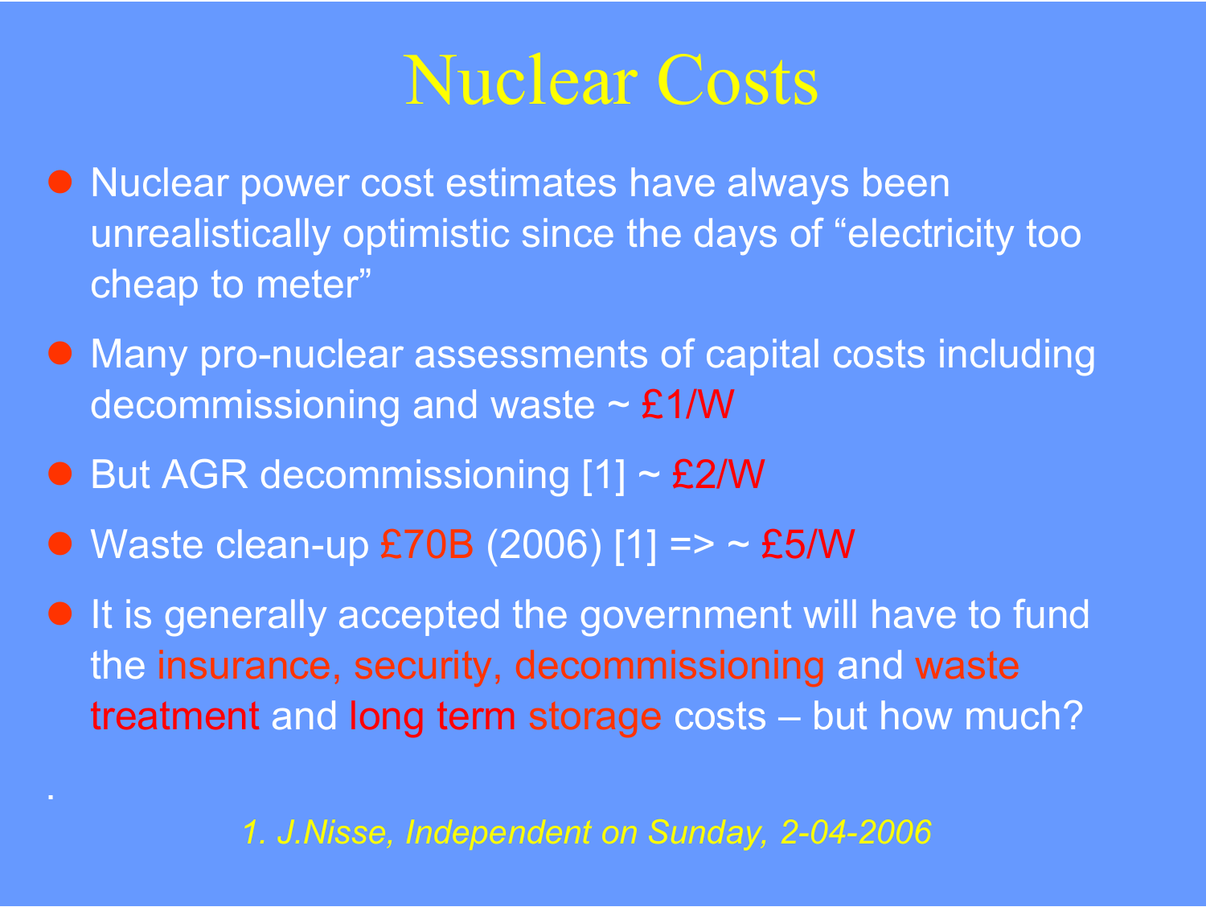# Nuclear Costs

- Nuclear power cost estimates have always been unrealistically optimistic since the days of "electricity too cheap to meter"
- Many pro-nuclear assessments of capital costs including decommissioning and waste ~ £1/W
- But AGR decommissioning [1] ~ £2/W
- Waste clean-up £70B (2006) [1] => ~ £5/W
- It is generally accepted the government will have to fund the insurance, security, decommissioning and waste treatment and long term storage costs – but how much?

.

*1. J.Nisse, Independent on Sunday, 2-04-2006*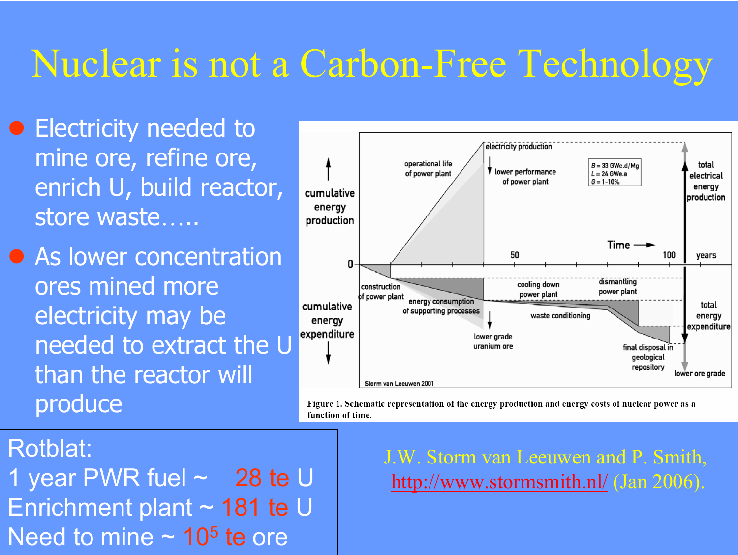# Nuclear is not a Carbon-Free Technology

- Electricity needed to mine ore, refine ore, enrich U, build reactor, store waste…..
- As lower concentration ores mined more electricity may be needed to extract the U than the reactor will produce

Figure 1. Schematic representation of the energy production and energy costs of nuclear power as a function of time.

Rotblat:
1 year PWR fuel ~ 28 te U
Enrichment plant ~ 181 te U
Need to mine ~ $10^5$ te ore

J.W. Storm van Leeuwen and P. Smith, [http://www.stormsmith.nl/](http://www.stormsmith.nl/) (Jan 2006).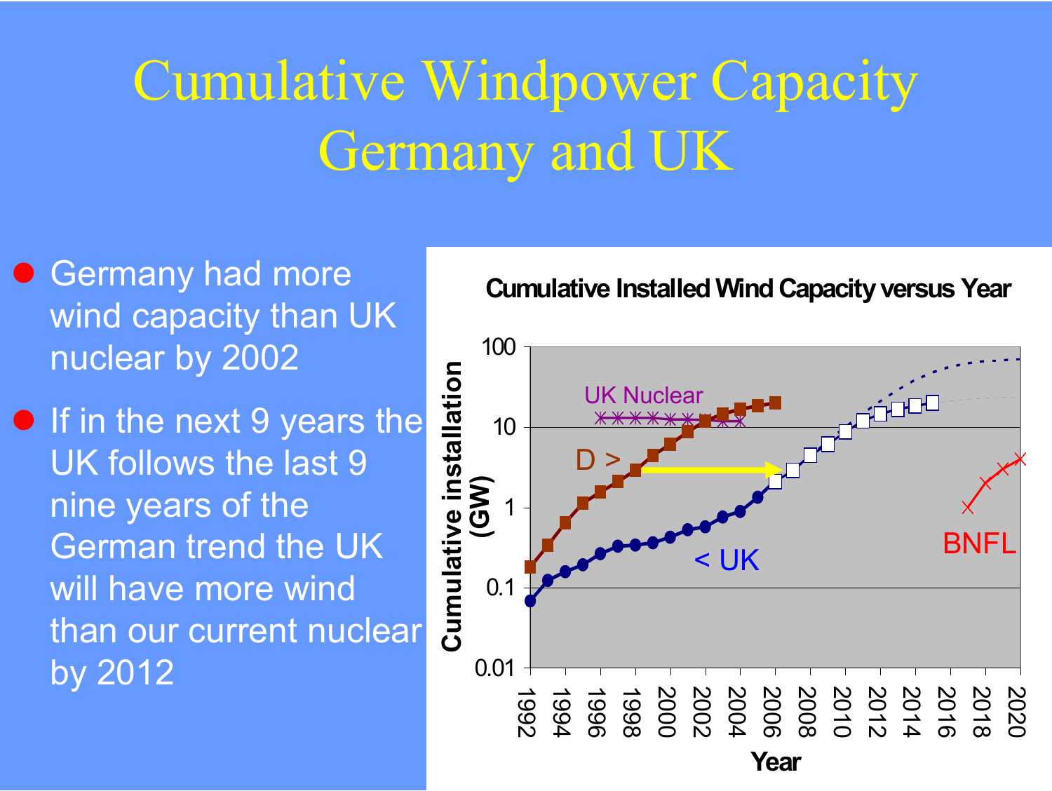# Cumulative Windpower Capacity Germany and UK

- Germany had more wind capacity than UK nuclear by 2002
- If in the next 9 years the UK follows the last 9 nine years of the German trend the UK will have more wind than our current nuclear by 2012

**Cumulative Installed Wind Capacity versus Year**

Cumulative installation (GW)

100, 10, 1, 0.1, 0.01

UK Nuclear

D >

< UK

BNFL

1992, 1994, 1996, 1998, 2000, 2002, 2004, 2006, 2008, 2010, 2012, 2014, 2016, 2018, 2020

Year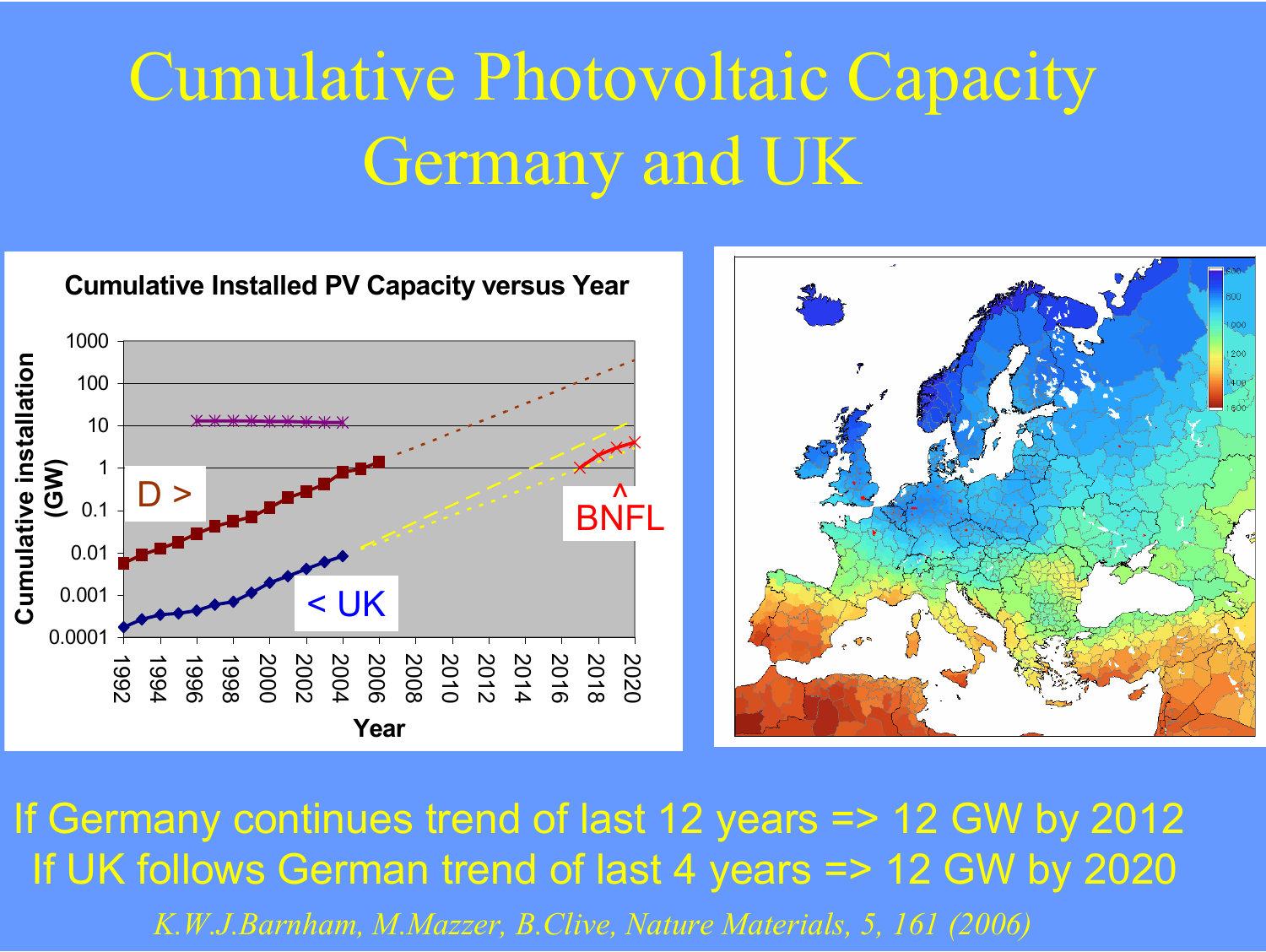# Cumulative Photovoltaic Capacity Germany and UK

If Germany continues trend of last 12 years => 12 GW by 2012

If UK follows German trend of last 4 years => 12 GW by 2020

*K.W.J.Barnham, M.Mazzer, B.Clive, Nature Materials, 5, 161 (2006)*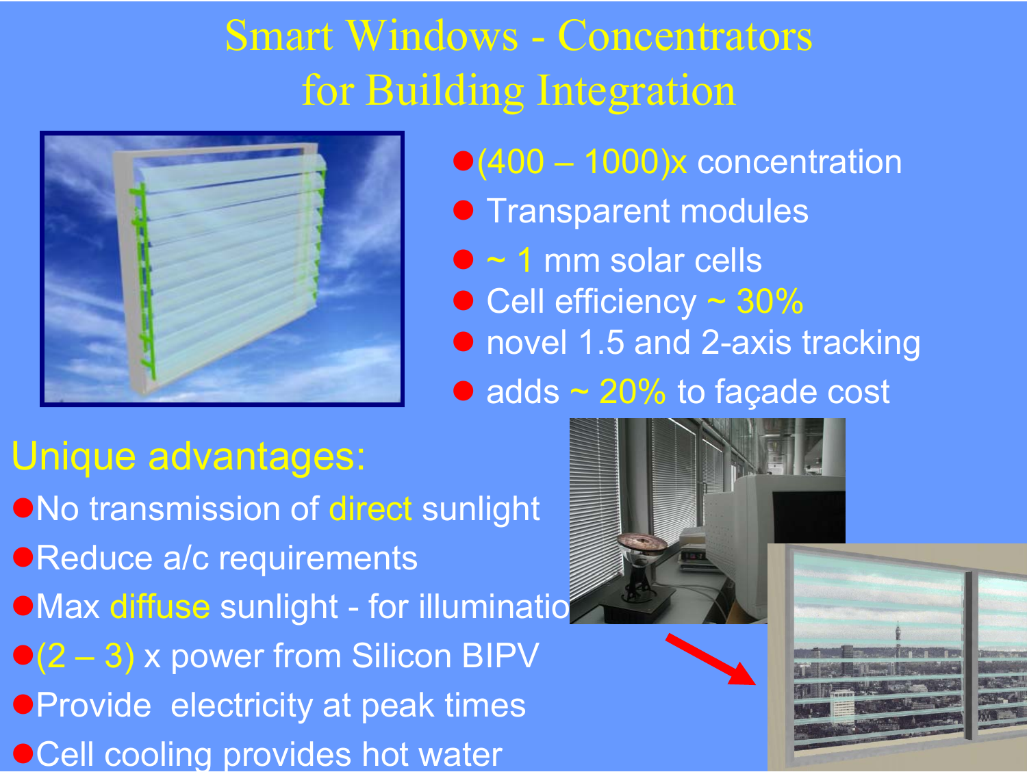# Smart Windows - Concentrators for Building Integration

- (400 – 1000)x concentration
- Transparent modules
- ~ 1 mm solar cells
- Cell efficiency ~ 30%
- novel 1.5 and 2-axis tracking
- adds ~ 20% to façade cost

## Unique advantages:

- No transmission of direct sunlight
- Reduce a/c requirements
- Max diffuse sunlight - for illumination
- (2 – 3) x power from Silicon BIPV
- Provide electricity at peak times
- Cell cooling provides hot water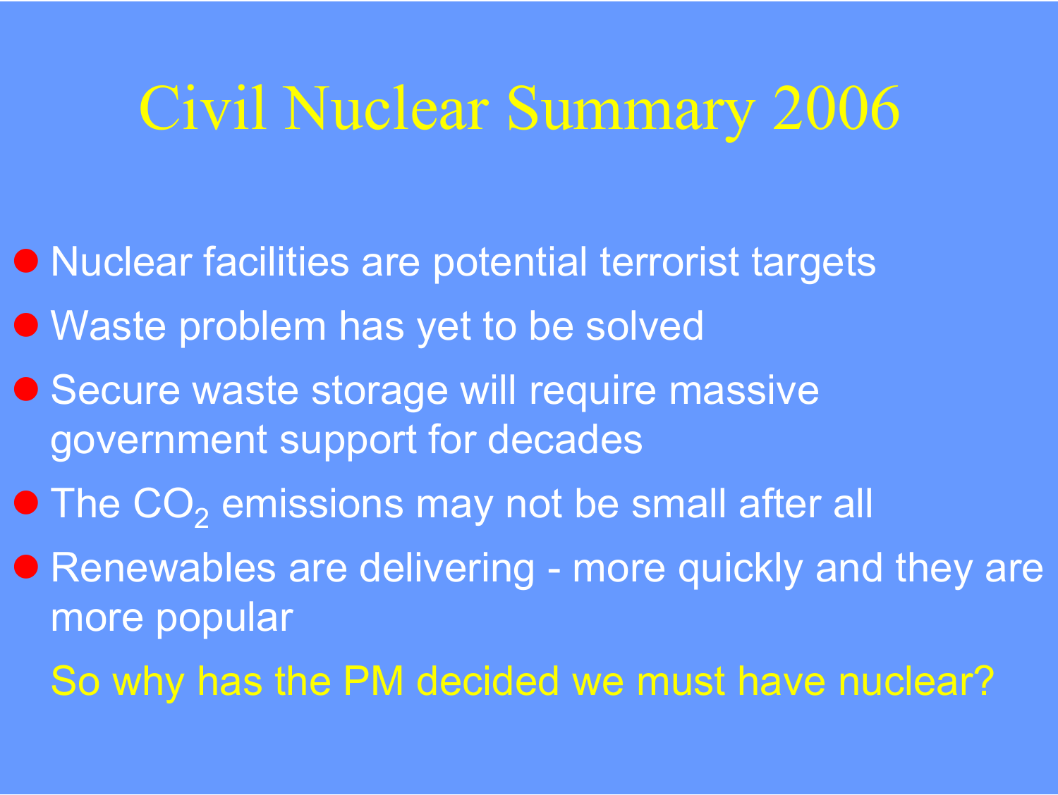# Civil Nuclear Summary 2006

- Nuclear facilities are potential terrorist targets
- Waste problem has yet to be solved
- Secure waste storage will require massive government support for decades
- The $CO_2$ emissions may not be small after all
- Renewables are delivering - more quickly and they are more popular

So why has the PM decided we must have nuclear?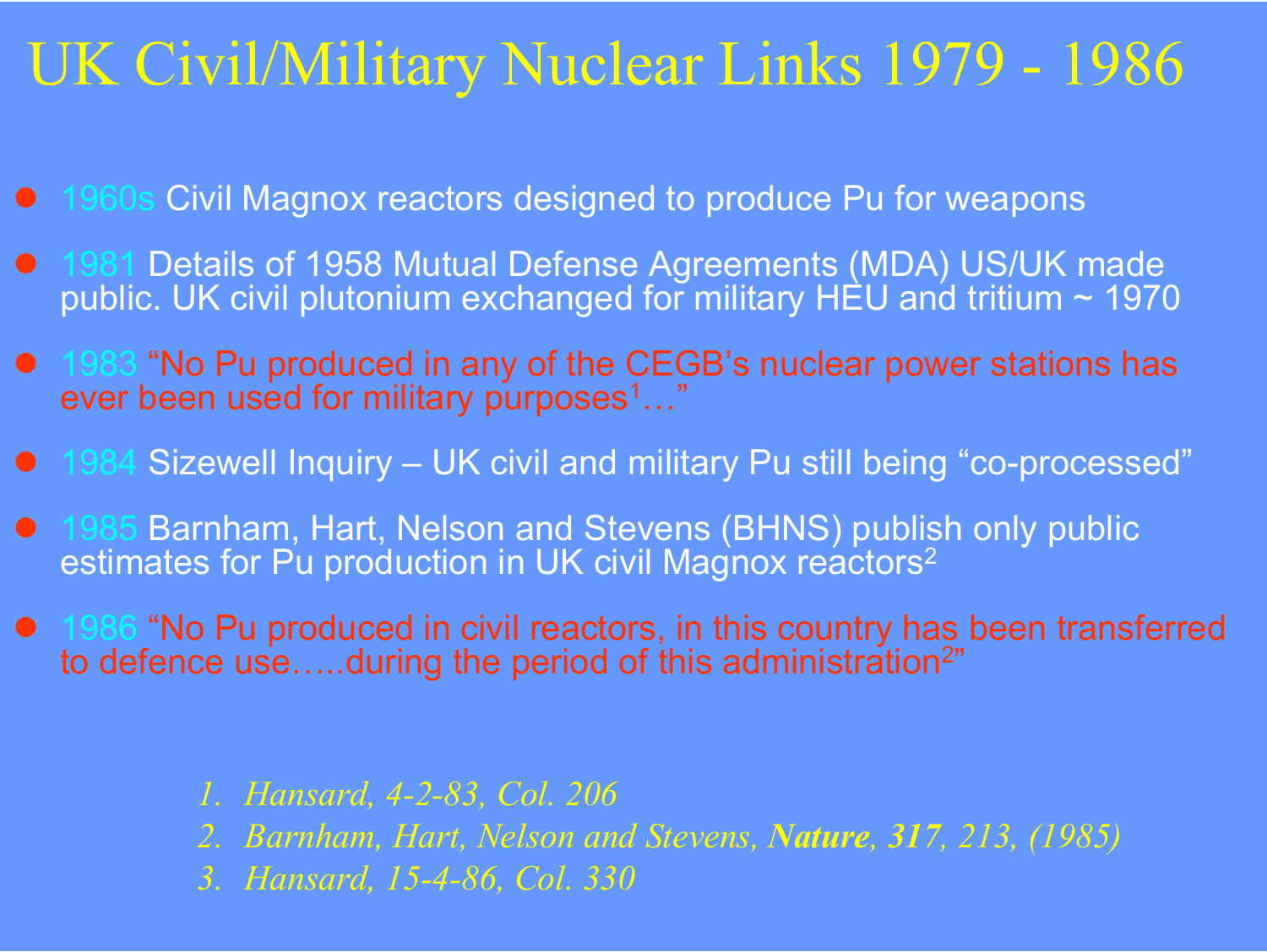# UK Civil/Military Nuclear Links 1979 - 1986

- 1960s Civil Magnox reactors designed to produce Pu for weapons
- 1981 Details of 1958 Mutual Defense Agreements (MDA) US/UK made public. UK civil plutonium exchanged for military HEU and tritium ~ 1970
- 1983 "No Pu produced in any of the CEGB's nuclear power stations has ever been used for military purposes[1]…"
- 1984 Sizewell Inquiry – UK civil and military Pu still being "co-processed"
- 1985 Barnham, Hart, Nelson and Stevens (BHNS) publish only public estimates for Pu production in UK civil Magnox reactors[2]
- 1986 "No Pu produced in civil reactors, in this country has been transferred to defence use…..during the period of this administration[2]"

1. *Hansard, 4-2-83, Col. 206*
2. *Barnham, Hart, Nelson and Stevens, **Nature**, **317**, 213, (1985)*
3. *Hansard, 15-4-86, Col. 330*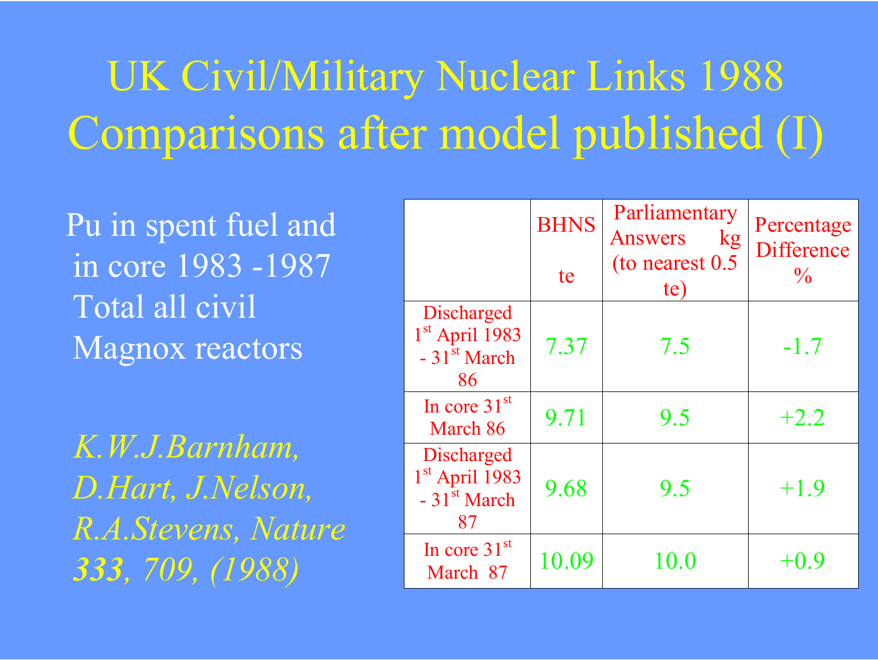# UK Civil/Military Nuclear Links 1988
# Comparisons after model published (I)

Pu in spent fuel and in core 1983 -1987 Total all civil Magnox reactors

*K.W.J.Barnham, D.Hart, J.Nelson, R.A.Stevens, Nature* ***333****, 709, (1988)*

| | BHNS te | Parliamentary Answers kg (to nearest 0.5 te) | Percentage Difference % |
|---|---|---|---|
| Discharged 1st April 1983 - 31st March 86 | 7.37 | 7.5 | -1.7 |
| In core 31st March 86 | 9.71 | 9.5 | +2.2 |
| Discharged 1st April 1983 - 31st March 87 | 9.68 | 9.5 | +1.9 |
| In core 31st March 87 | 10.09 | 10.0 | +0.9 |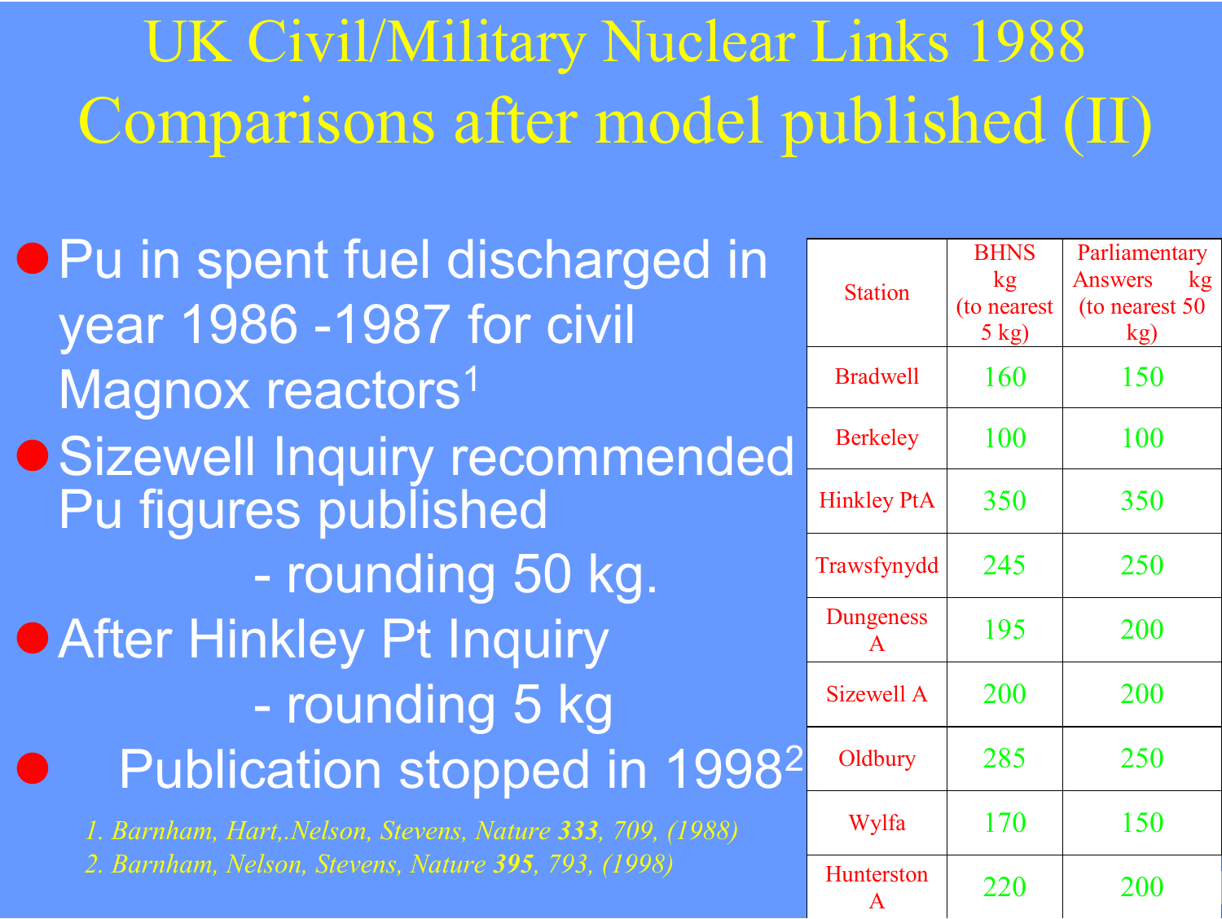# UK Civil/Military Nuclear Links 1988
# Comparisons after model published (II)

- Pu in spent fuel discharged in year 1986 -1987 for civil Magnox reactors[1]
- Sizewell Inquiry recommended Pu figures published
  - rounding 50 kg.
- After Hinkley Pt Inquiry
  - rounding 5 kg
- Publication stopped in 1998[2]

*1. Barnham, Hart,.Nelson, Stevens, Nature **333**, 709, (1988)*
*2. Barnham, Nelson, Stevens, Nature **395**, 793, (1998)*

| Station | BHNS kg (to nearest 5 kg) | Parliamentary Answers kg (to nearest 50 kg) |
|---|---|---|
| Bradwell | 160 | 150 |
| Berkeley | 100 | 100 |
| Hinkley PtA | 350 | 350 |
| Trawsfynydd | 245 | 250 |
| Dungeness A | 195 | 200 |
| Sizewell A | 200 | 200 |
| Oldbury | 285 | 250 |
| Wylfa | 170 | 150 |
| Hunterston A | 220 | 200 |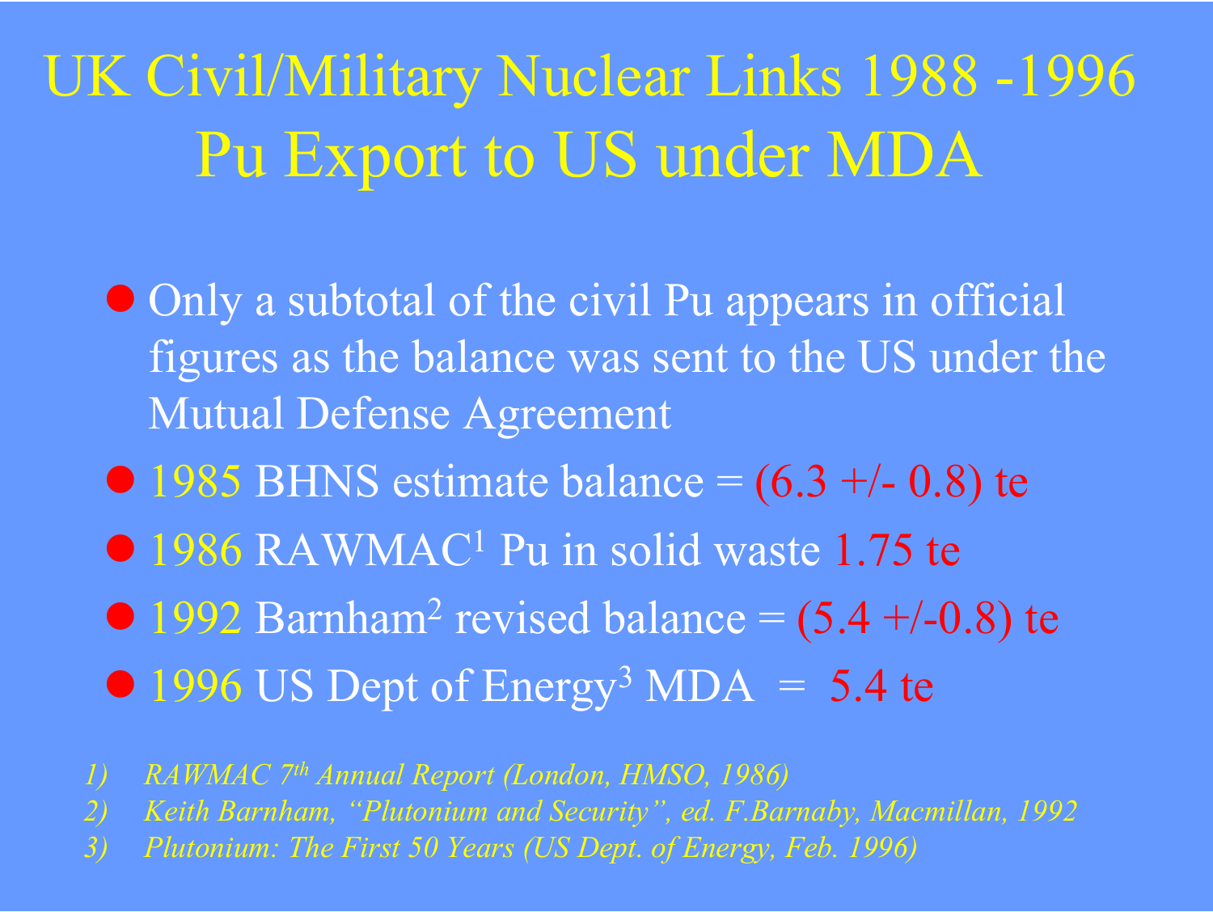# UK Civil/Military Nuclear Links 1988 -1996
## Pu Export to US under MDA

- Only a subtotal of the civil Pu appears in official figures as the balance was sent to the US under the Mutual Defense Agreement
- 1985 BHNS estimate balance = (6.3 +/- 0.8) te
- 1986 RAWMAC[1] Pu in solid waste 1.75 te
- 1992 Barnham[2] revised balance = (5.4 +/-0.8) te
- 1996 US Dept of Energy[3] MDA = 5.4 te

1) *RAWMAC 7th Annual Report (London, HMSO, 1986)*
2) *Keith Barnham, "Plutonium and Security", ed. F.Barnaby, Macmillan, 1992*
3) *Plutonium: The First 50 Years (US Dept. of Energy, Feb. 1996)*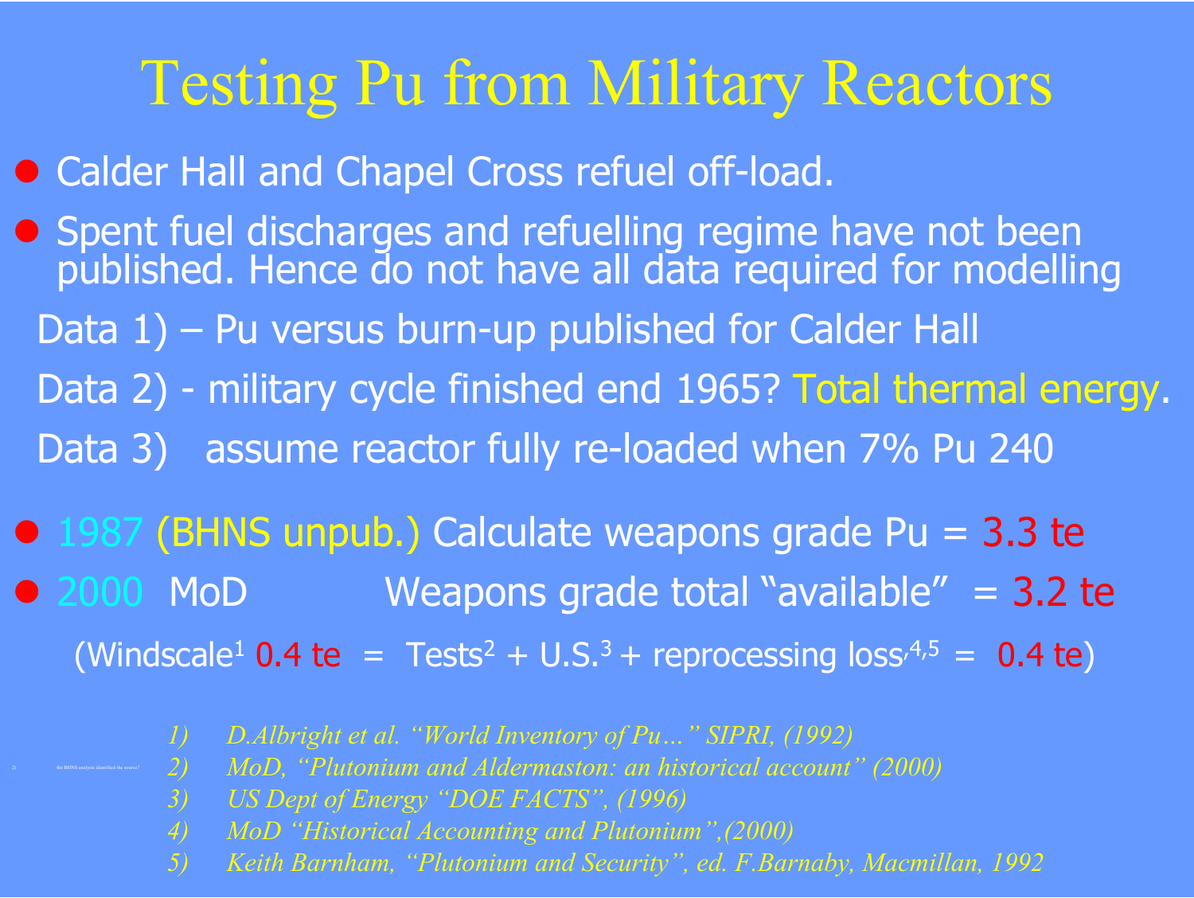# Testing Pu from Military Reactors

- Calder Hall and Chapel Cross refuel off-load.
- Spent fuel discharges and refuelling regime have not been published. Hence do not have all data required for modelling

Data 1) – Pu versus burn-up published for Calder Hall

Data 2) - military cycle finished end 1965? Total thermal energy.

Data 3) assume reactor fully re-loaded when 7% Pu 240

- 1987 (BHNS unpub.) Calculate weapons grade Pu = 3.3 te
- 2000 MoD Weapons grade total "available" = 3.2 te

(Windscale[1] 0.4 te = Tests[2] + U.S.[3] + reprocessing loss[4,5] = 0.4 te)

2) the BHNS analysis identified the source?

1) *D.Albright et al. "World Inventory of Pu…" SIPRI, (1992)*
2) *MoD, "Plutonium and Aldermaston: an historical account" (2000)*
3) *US Dept of Energy "DOE FACTS", (1996)*
4) *MoD "Historical Accounting and Plutonium",(2000)*
5) *Keith Barnham, "Plutonium and Security", ed. F.Barnaby, Macmillan, 1992*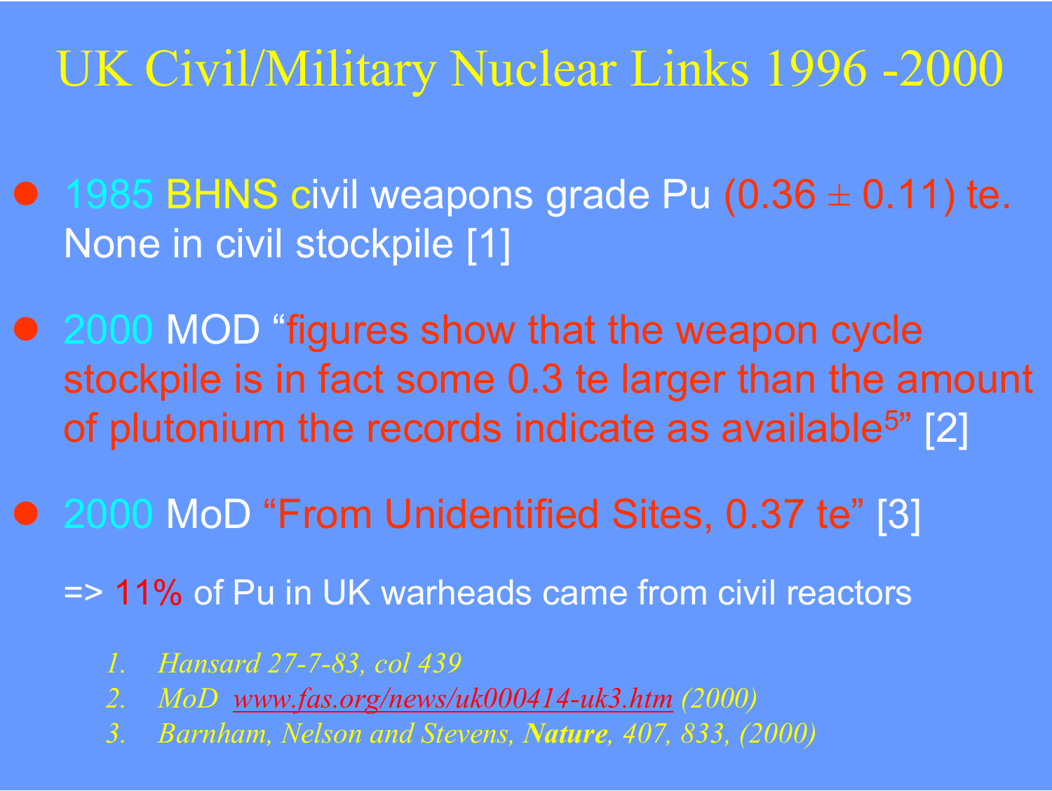# UK Civil/Military Nuclear Links 1996 -2000

- 1985 BHNS civil weapons grade Pu $(0.36 \pm 0.11)$ te. None in civil stockpile [1]
- 2000 MOD "figures show that the weapon cycle stockpile is in fact some 0.3 te larger than the amount of plutonium the records indicate as available[5]" [2]
- 2000 MoD "From Unidentified Sites, 0.37 te" [3]

  => 11% of Pu in UK warheads came from civil reactors

1. *Hansard 27-7-83, col 439*
2. *MoD [www.fas.org/news/uk000414-uk3.htm](www.fas.org/news/uk000414-uk3.htm) (2000)*
3. *Barnham, Nelson and Stevens, **Nature**, 407, 833, (2000)*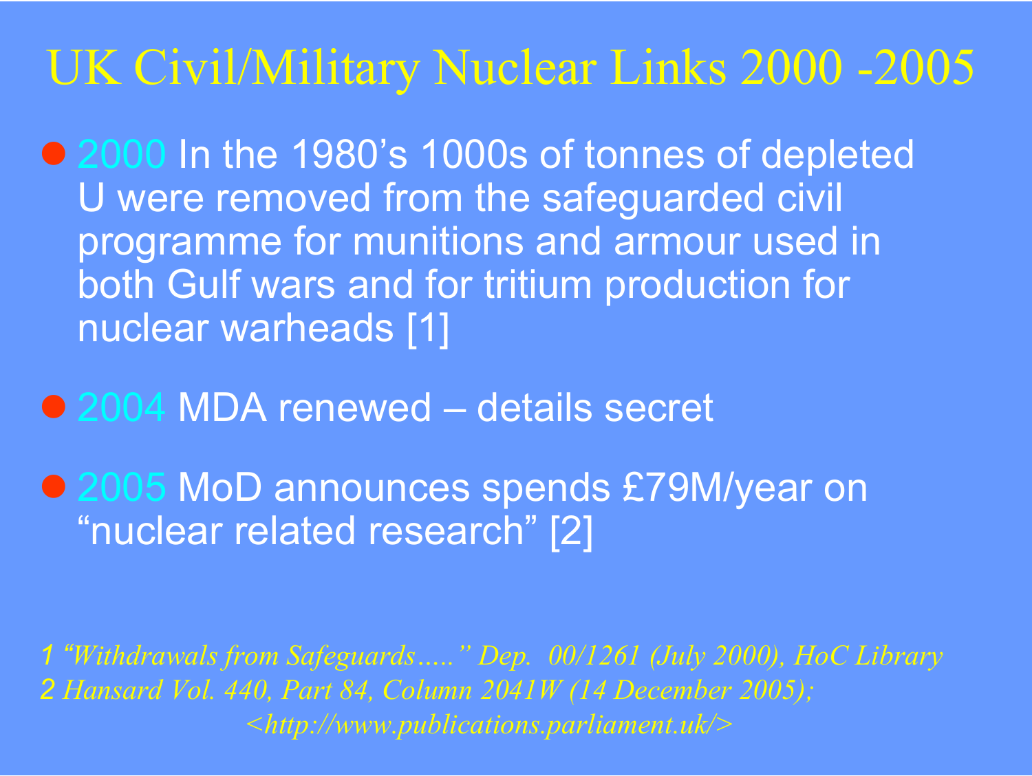# UK Civil/Military Nuclear Links 2000 -2005

- 2000 In the 1980's 1000s of tonnes of depleted U were removed from the safeguarded civil programme for munitions and armour used in both Gulf wars and for tritium production for nuclear warheads [1]
- 2004 MDA renewed – details secret
- 2005 MoD announces spends £79M/year on "nuclear related research" [2]

1 *"Withdrawals from Safeguards….." Dep. 00/1261 (July 2000), HoC Library*
2 *Hansard Vol. 440, Part 84, Column 2041W (14 December 2005); <http://www.publications.parliament.uk/>*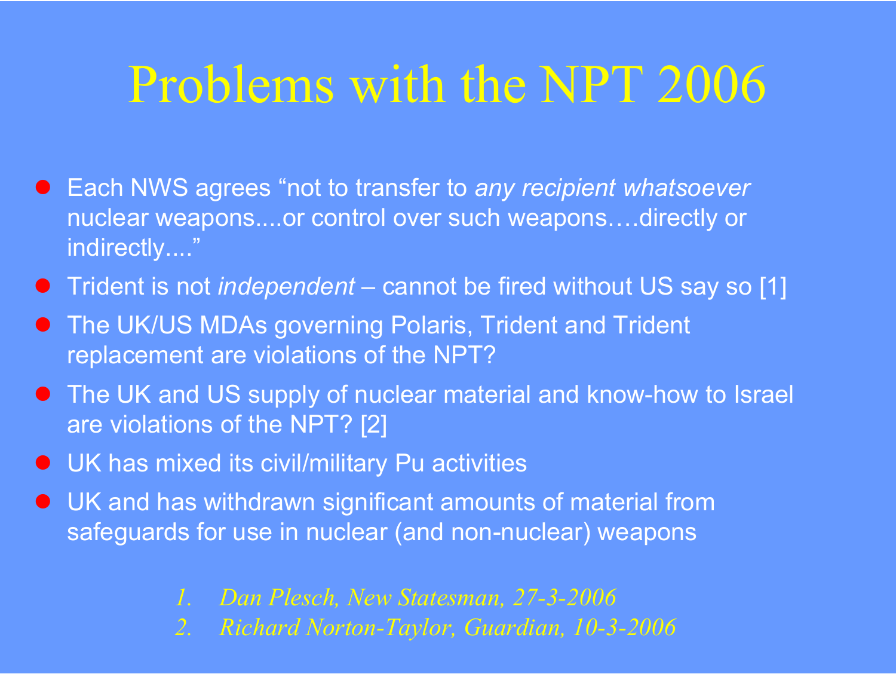# Problems with the NPT 2006

- Each NWS agrees “not to transfer to *any recipient whatsoever* nuclear weapons....or control over such weapons….directly or indirectly....”
- Trident is not *independent* – cannot be fired without US say so [1]
- The UK/US MDAs governing Polaris, Trident and Trident replacement are violations of the NPT?
- The UK and US supply of nuclear material and know-how to Israel are violations of the NPT? [2]
- UK has mixed its civil/military Pu activities
- UK and has withdrawn significant amounts of material from safeguards for use in nuclear (and non-nuclear) weapons

1. *Dan Plesch, New Statesman, 27-3-2006*
2. *Richard Norton-Taylor, Guardian, 10-3-2006*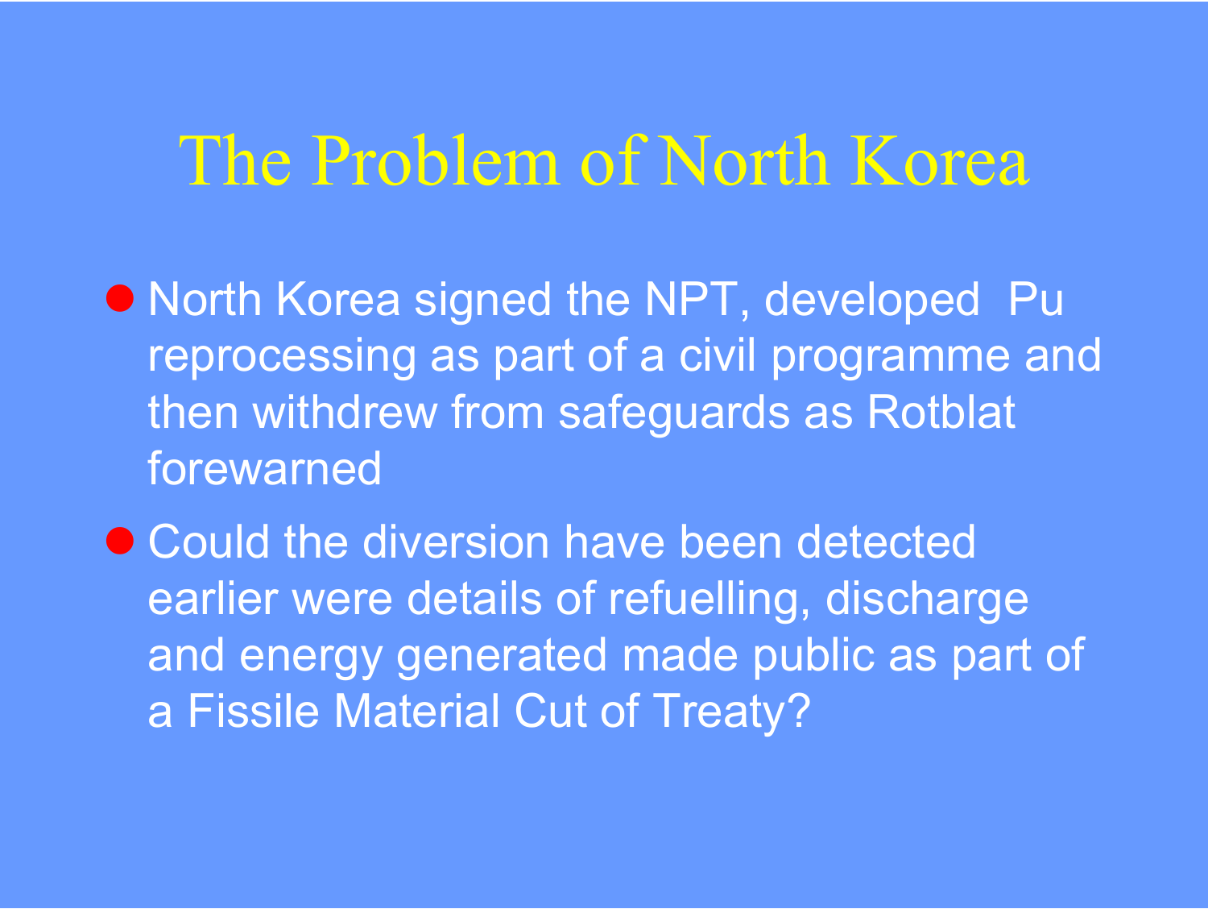# The Problem of North Korea

- North Korea signed the NPT, developed Pu reprocessing as part of a civil programme and then withdrew from safeguards as Rotblat forewarned
- Could the diversion have been detected earlier were details of refuelling, discharge and energy generated made public as part of a Fissile Material Cut of Treaty?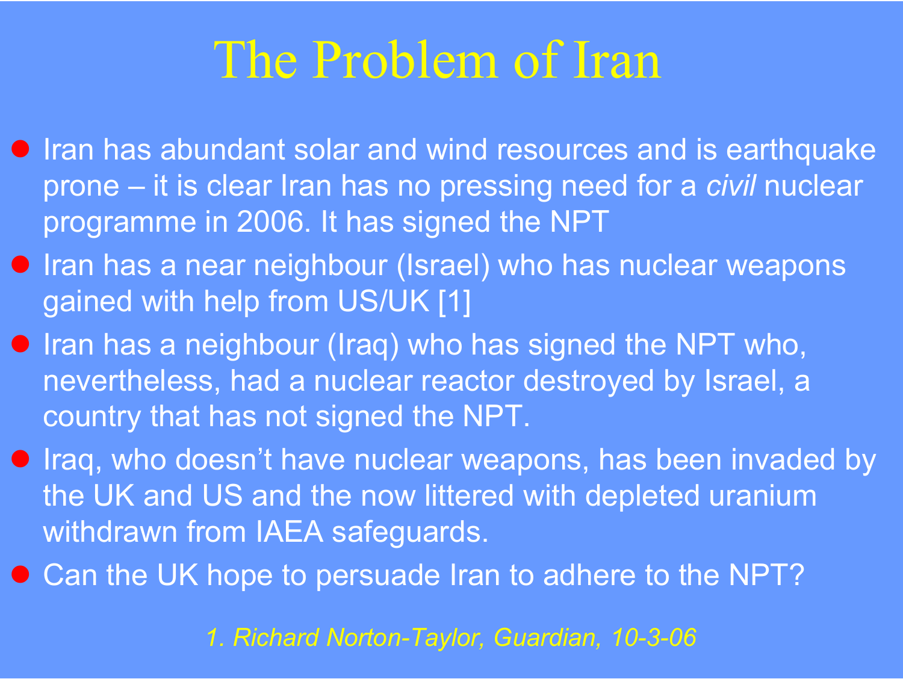# The Problem of Iran

- Iran has abundant solar and wind resources and is earthquake prone – it is clear Iran has no pressing need for a *civil* nuclear programme in 2006. It has signed the NPT
- Iran has a near neighbour (Israel) who has nuclear weapons gained with help from US/UK [1]
- Iran has a neighbour (Iraq) who has signed the NPT who, nevertheless, had a nuclear reactor destroyed by Israel, a country that has not signed the NPT.
- Iraq, who doesn't have nuclear weapons, has been invaded by the UK and US and the now littered with depleted uranium withdrawn from IAEA safeguards.
- Can the UK hope to persuade Iran to adhere to the NPT?

*1. Richard Norton-Taylor, Guardian, 10-3-06*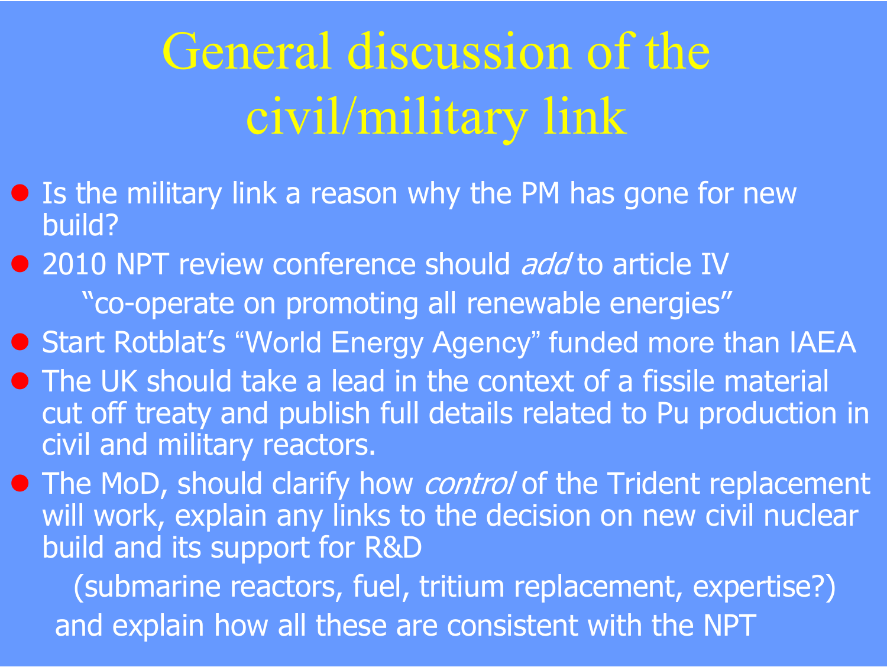# General discussion of the civil/military link

- Is the military link a reason why the PM has gone for new build?
- 2010 NPT review conference should *add* to article IV

  "co-operate on promoting all renewable energies"
- Start Rotblat's "World Energy Agency" funded more than IAEA
- The UK should take a lead in the context of a fissile material cut off treaty and publish full details related to Pu production in civil and military reactors.
- The MoD, should clarify how *control* of the Trident replacement will work, explain any links to the decision on new civil nuclear build and its support for R&D

  (submarine reactors, fuel, tritium replacement, expertise?)

  and explain how all these are consistent with the NPT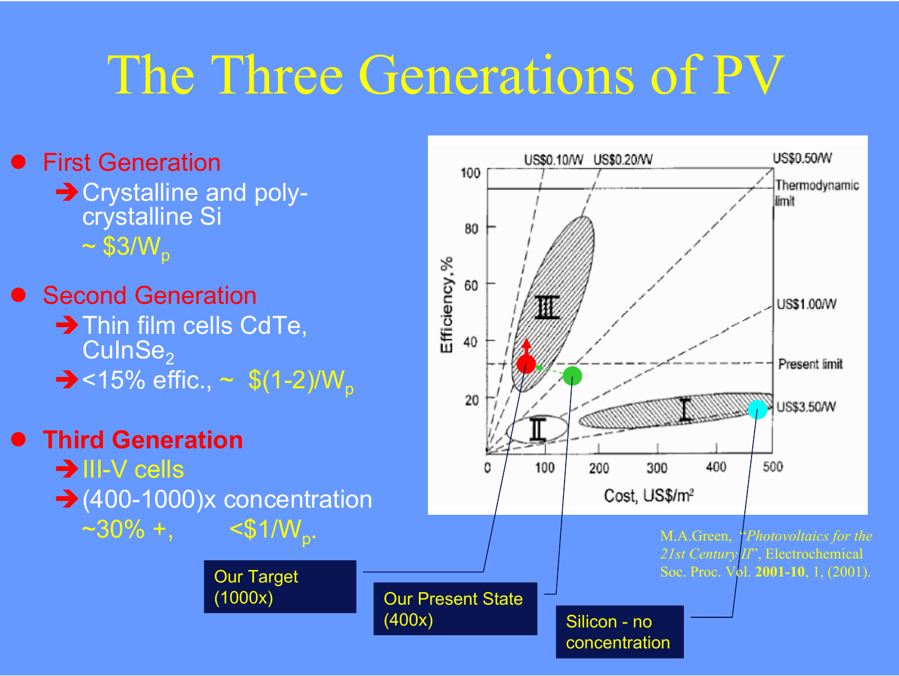# The Three Generations of PV

- First Generation
  - Crystalline and poly-crystalline Si
    ~ $\$3/W_p$
- Second Generation
  - Thin film cells CdTe, $CuInSe_2$
  - <15% effic., ~ $\$(1\text{-}2)/W_p$
- Third Generation
  - III-V cells
  - (400-1000)x concentration
    ~30% +, $<\$1/W_p$.

US\$0.10/W US\$0.20/W US\$0.50/W

Thermodynamic limit

US\$1.00/W

Present limit

US\$3.50/W

Efficiency, %

Cost, US\$/m²

Our Target (1000x)

Our Present State (400x)

Silicon - no concentration

M.A.Green, "*Photovoltaics for the 21st Century II*", Electrochemical Soc. Proc. Vol. **2001-10**, 1, (2001).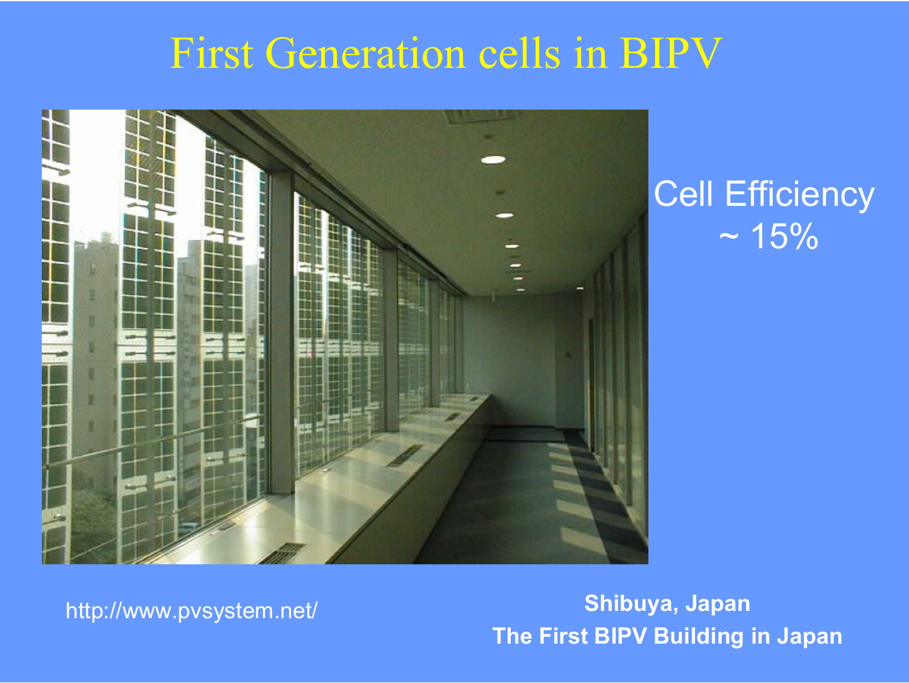# First Generation cells in BIPV

Cell Efficiency ~ 15%

http://www.pvsystem.net/

**Shibuya, Japan**
**The First BIPV Building in Japan**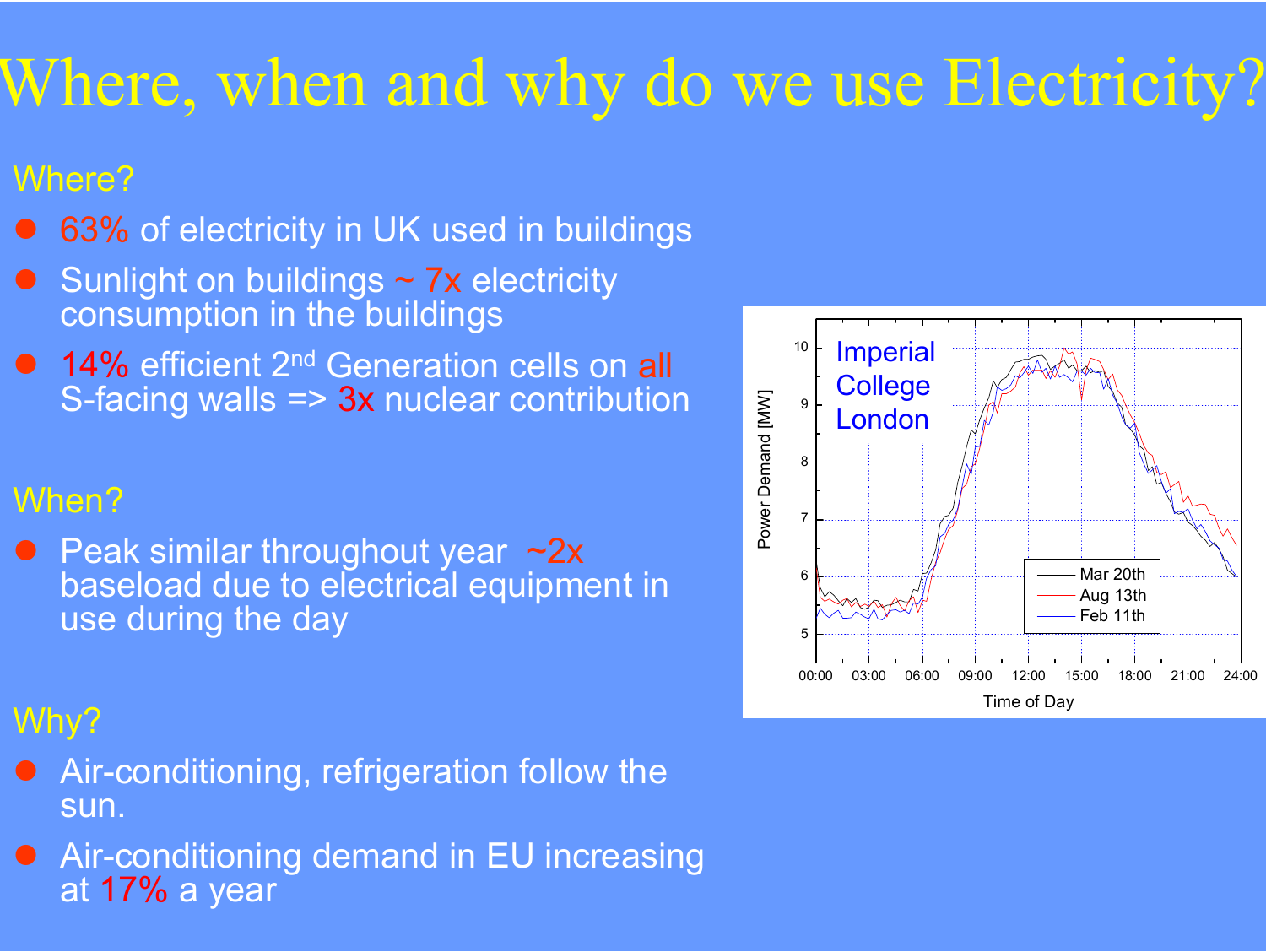# Where, when and why do we use Electricity?

## Where?

- 63% of electricity in UK used in buildings
- Sunlight on buildings ~ 7x electricity consumption in the buildings
- 14% efficient 2nd Generation cells on all S-facing walls => 3x nuclear contribution

## When?

- Peak similar throughout year ~2x baseload due to electrical equipment in use during the day

## Why?

- Air-conditioning, refrigeration follow the sun.
- Air-conditioning demand in EU increasing at 17% a year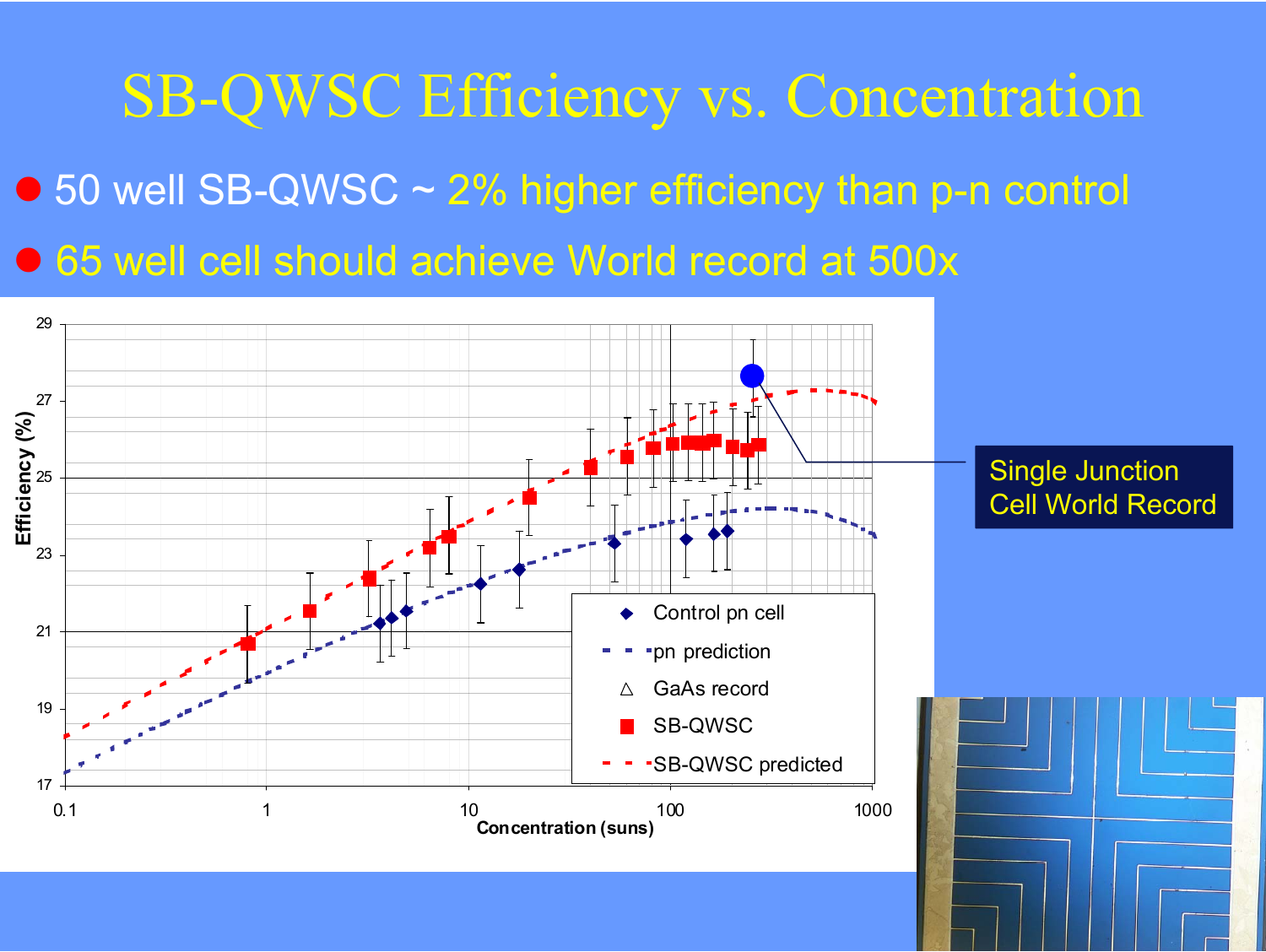# SB-QWSC Efficiency vs. Concentration

- 50 well SB-QWSC ~ 2% higher efficiency than p-n control
- 65 well cell should achieve World record at 500x

Single Junction Cell World Record

Efficiency (%)

Concentration (suns)

- Control pn cell
- pn prediction
- GaAs record
- SB-QWSC
- SB-QWSC predicted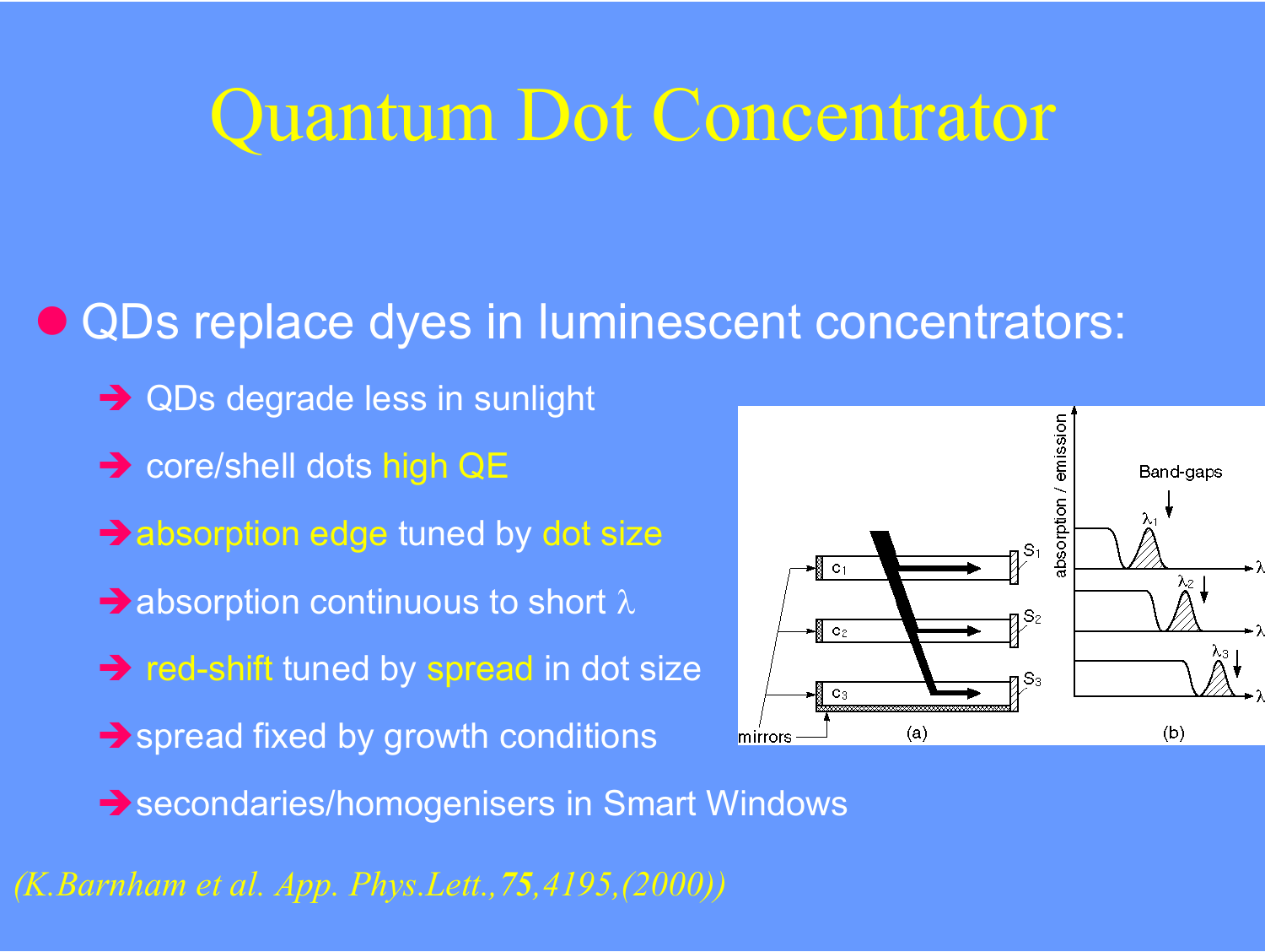# Quantum Dot Concentrator

- QDs replace dyes in luminescent concentrators:
  - ➔ QDs degrade less in sunlight
  - ➔ core/shell dots high QE
  - ➔ absorption edge tuned by dot size
  - ➔ absorption continuous to short $\lambda$
  - ➔ red-shift tuned by spread in dot size
  - ➔ spread fixed by growth conditions
  - ➔ secondaries/homogenisers in Smart Windows

*(K.Barnham et al. App. Phys.Lett.,* ***75****,4195,(2000))*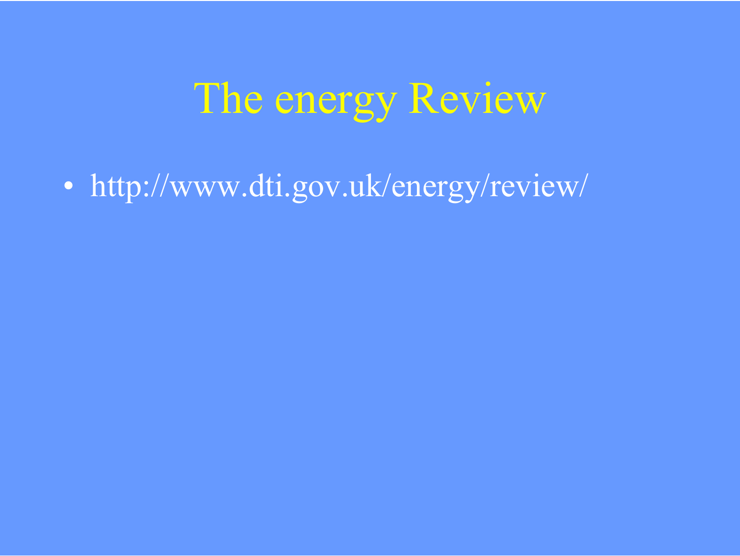# The energy Review

- http://www.dti.gov.uk/energy/review/